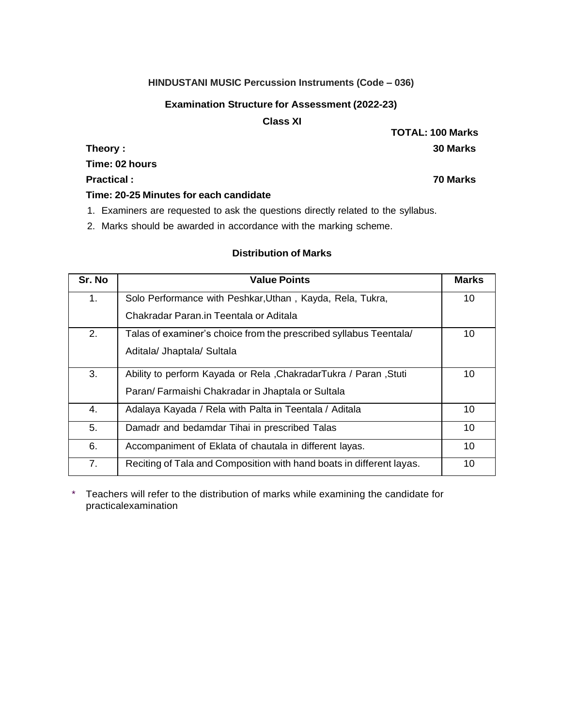**HINDUSTANI MUSIC Percussion Instruments (Code – 036)**

**Examination Structure for Assessment (2022-23)**

**Class XI**

**TOTAL: 100 Marks**

**Theory : 30 Marks**

**Time: 02 hours**

**Practical : 70 Marks**

**Time: 20-25 Minutes for each candidate**

1. Examiners are requested to ask the questions directly related to the syllabus.
2. Marks should be awarded in accordance with the marking scheme.

**Distribution of Marks**

| Sr. No | Value Points | Marks |
|---|---|---|
| 1. | Solo Performance with Peshkar,Uthan , Kayda, Rela, Tukra, Chakradar Paran.in Teentala or Aditala | 10 |
| 2. | Talas of examiner's choice from the prescribed syllabus Teentala/ Aditala/ Jhaptala/ Sultala | 10 |
| 3. | Ability to perform Kayada or Rela ,ChakradarTukra / Paran ,Stuti Paran/ Farmaishi Chakradar in Jhaptala or Sultala | 10 |
| 4. | Adalaya Kayada / Rela with Palta in Teentala / Aditala | 10 |
| 5. | Damadr and bedamdar Tihai in prescribed Talas | 10 |
| 6. | Accompaniment of Eklata of chautala in different layas. | 10 |
| 7. | Reciting of Tala and Composition with hand boats in different layas. | 10 |

\* Teachers will refer to the distribution of marks while examining the candidate for practicalexamination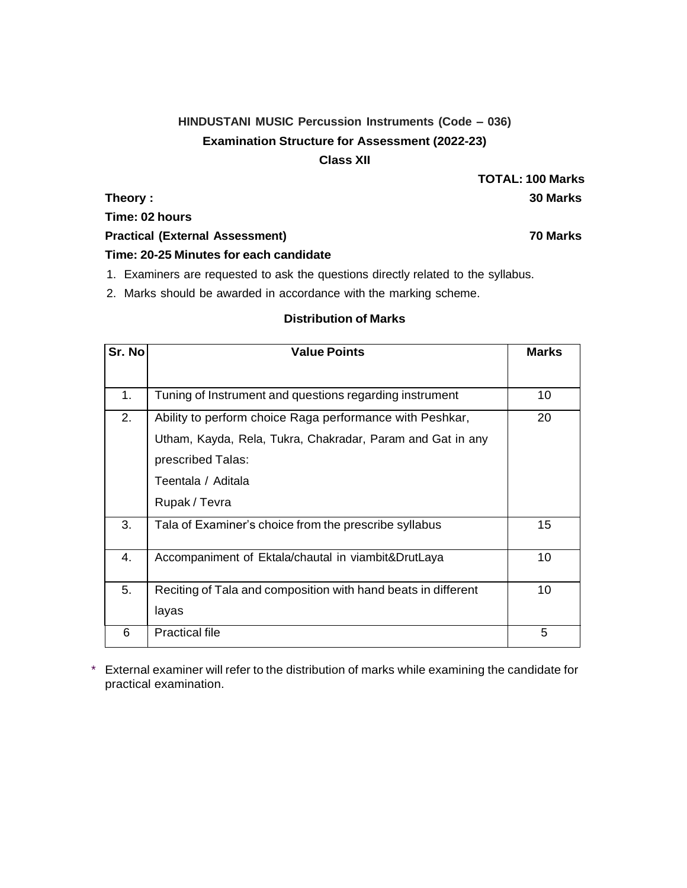**HINDUSTANI MUSIC Percussion Instruments (Code – 036)**

**Examination Structure for Assessment (2022-23)**

**Class XII**

**TOTAL: 100 Marks**

**Theory : 30 Marks**

**Time: 02 hours**

**Practical (External Assessment) 70 Marks**

**Time: 20-25 Minutes for each candidate**

1. Examiners are requested to ask the questions directly related to the syllabus.
2. Marks should be awarded in accordance with the marking scheme.

**Distribution of Marks**

| Sr. No | Value Points | Marks |
|---|---|---|
| 1. | Tuning of Instrument and questions regarding instrument | 10 |
| 2. | Ability to perform choice Raga performance with Peshkar, Utham, Kayda, Rela, Tukra, Chakradar, Param and Gat in any prescribed Talas:<br>Teentala / Aditala<br>Rupak / Tevra | 20 |
| 3. | Tala of Examiner's choice from the prescribe syllabus | 15 |
| 4. | Accompaniment of Ektala/chautal in viambit&DrutLaya | 10 |
| 5. | Reciting of Tala and composition with hand beats in different layas | 10 |
| 6 | Practical file | 5 |

\* External examiner will refer to the distribution of marks while examining the candidate for practical examination.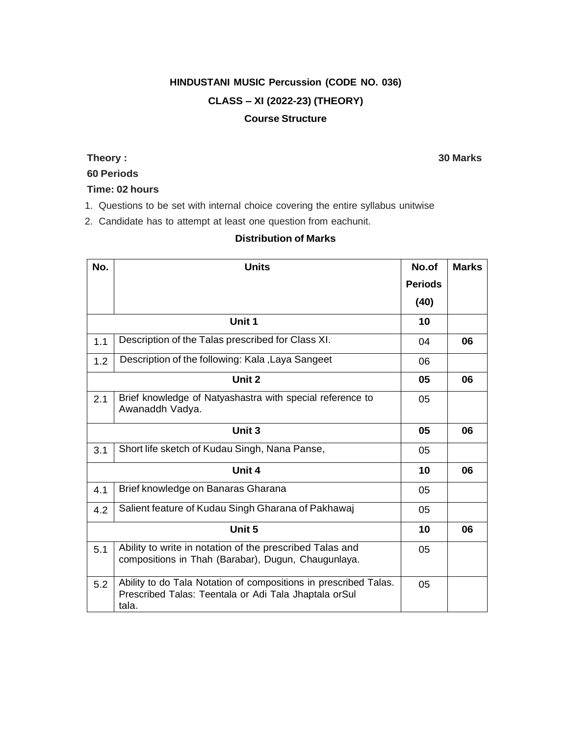**HINDUSTANI MUSIC Percussion (CODE NO. 036)**

**CLASS – XI (2022-23) (THEORY)**

**Course Structure**

**Theory :** **30 Marks**

**60 Periods**

**Time: 02 hours**

1. Questions to be set with internal choice covering the entire syllabus unitwise
2. Candidate has to attempt at least one question from eachunit.

**Distribution of Marks**

| No. | Units | No.of Periods (40) | Marks |
|---|---|---|---|
| | **Unit 1** | **10** | |
| 1.1 | Description of the Talas prescribed for Class XI. | 04 | **06** |
| 1.2 | Description of the following: Kala ,Laya Sangeet | 06 | |
| | **Unit 2** | **05** | **06** |
| 2.1 | Brief knowledge of Natyashastra with special reference to Awanaddh Vadya. | 05 | |
| | **Unit 3** | **05** | **06** |
| 3.1 | Short life sketch of Kudau Singh, Nana Panse, | 05 | |
| | **Unit 4** | **10** | **06** |
| 4.1 | Brief knowledge on Banaras Gharana | 05 | |
| 4.2 | Salient feature of Kudau Singh Gharana of Pakhawaj | 05 | |
| | **Unit 5** | **10** | **06** |
| 5.1 | Ability to write in notation of the prescribed Talas and compositions in Thah (Barabar), Dugun, Chaugunlaya. | 05 | |
| 5.2 | Ability to do Tala Notation of compositions in prescribed Talas. Prescribed Talas: Teentala or Adi Tala Jhaptala orSul tala. | 05 | |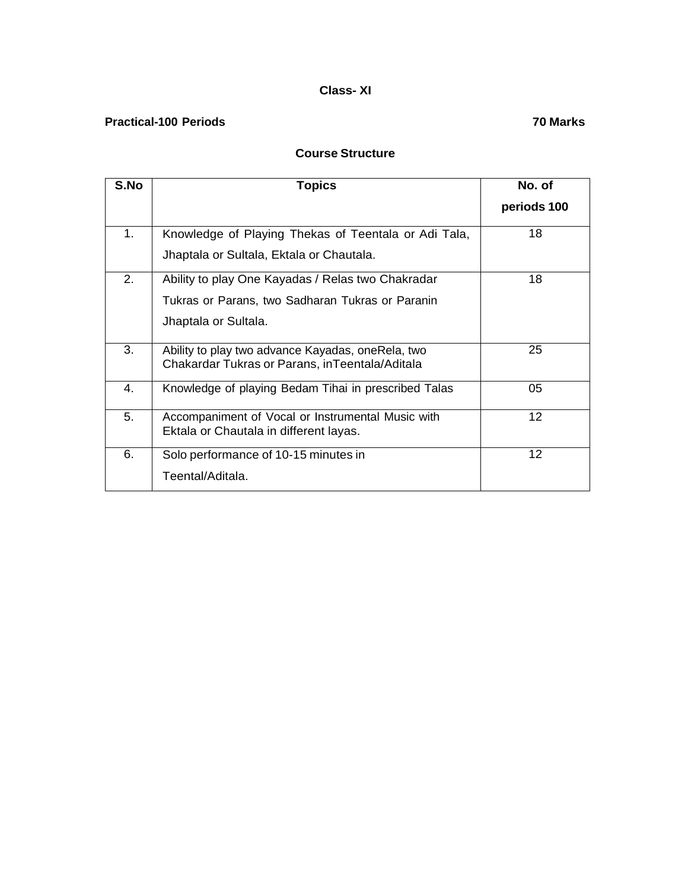**Class- XI**

**Practical-100 Periods** **70 Marks**

**Course Structure**

| S.No | Topics | No. of periods 100 |
|---|---|---|
| 1. | Knowledge of Playing Thekas of Teentala or Adi Tala, Jhaptala or Sultala, Ektala or Chautala. | 18 |
| 2. | Ability to play One Kayadas / Relas two Chakradar Tukras or Parans, two Sadharan Tukras or Paranin Jhaptala or Sultala. | 18 |
| 3. | Ability to play two advance Kayadas, oneRela, two Chakardar Tukras or Parans, inTeentala/Aditala | 25 |
| 4. | Knowledge of playing Bedam Tihai in prescribed Talas | 05 |
| 5. | Accompaniment of Vocal or Instrumental Music with Ektala or Chautala in different layas. | 12 |
| 6. | Solo performance of 10-15 minutes in Teental/Aditala. | 12 |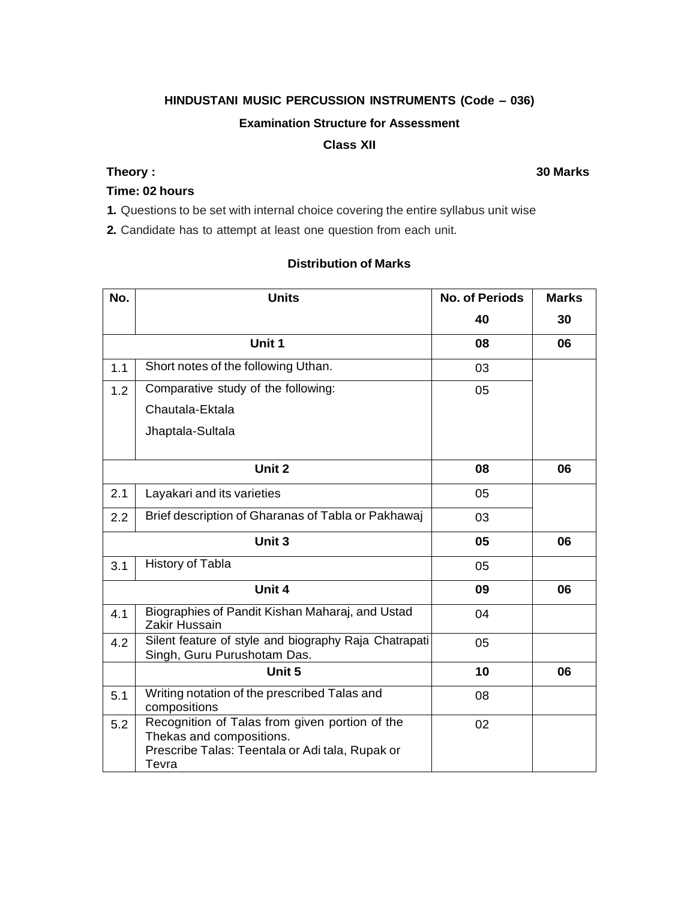**HINDUSTANI MUSIC PERCUSSION INSTRUMENTS (Code – 036)**

**Examination Structure for Assessment**

**Class XII**

**Theory :** **30 Marks**

**Time: 02 hours**

**1.** Questions to be set with internal choice covering the entire syllabus unit wise

**2.** Candidate has to attempt at least one question from each unit.

**Distribution of Marks**

| No. | Units | No. of Periods | Marks |
|---|---|---|---|
| | | **40** | **30** |
| | **Unit 1** | **08** | **06** |
| 1.1 | Short notes of the following Uthan. | 03 | |
| 1.2 | Comparative study of the following:<br>Chautala-Ektala<br>Jhaptala-Sultala | 05 | |
| | **Unit 2** | **08** | **06** |
| 2.1 | Layakari and its varieties | 05 | |
| 2.2 | Brief description of Gharanas of Tabla or Pakhawaj | 03 | |
| | **Unit 3** | **05** | **06** |
| 3.1 | History of Tabla | 05 | |
| | **Unit 4** | **09** | **06** |
| 4.1 | Biographies of Pandit Kishan Maharaj, and Ustad Zakir Hussain | 04 | |
| 4.2 | Silent feature of style and biography Raja Chatrapati Singh, Guru Purushotam Das. | 05 | |
| | **Unit 5** | **10** | **06** |
| 5.1 | Writing notation of the prescribed Talas and compositions | 08 | |
| 5.2 | Recognition of Talas from given portion of the Thekas and compositions.<br>Prescribe Talas: Teentala or Adi tala, Rupak or Tevra | 02 | |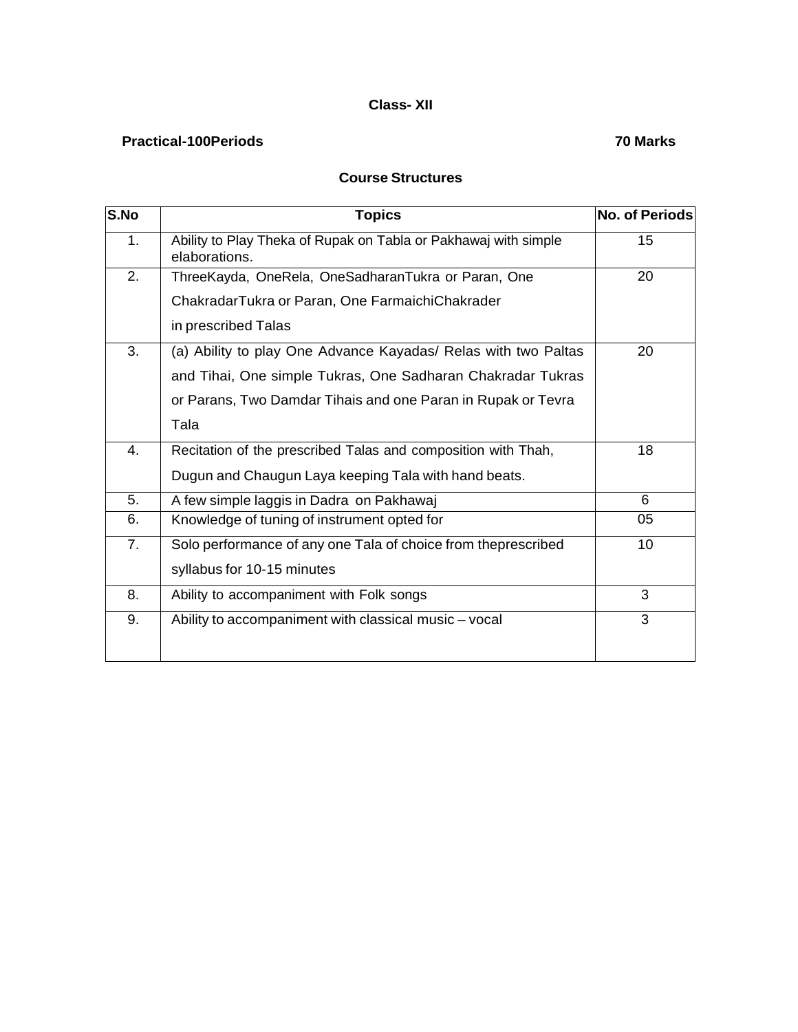**Class- XII**

**Practical-100Periods** **70 Marks**

**Course Structures**

| S.No | Topics | No. of Periods |
|---|---|---|
| 1. | Ability to Play Theka of Rupak on Tabla or Pakhawaj with simple elaborations. | 15 |
| 2. | ThreeKayda, OneRela, OneSadharanTukra or Paran, One ChakradarTukra or Paran, One FarmaichiChakrader in prescribed Talas | 20 |
| 3. | (a) Ability to play One Advance Kayadas/ Relas with two Paltas and Tihai, One simple Tukras, One Sadharan Chakradar Tukras or Parans, Two Damdar Tihais and one Paran in Rupak or Tevra Tala | 20 |
| 4. | Recitation of the prescribed Talas and composition with Thah, Dugun and Chaugun Laya keeping Tala with hand beats. | 18 |
| 5. | A few simple laggis in Dadra on Pakhawaj | 6 |
| 6. | Knowledge of tuning of instrument opted for | 05 |
| 7. | Solo performance of any one Tala of choice from theprescribed syllabus for 10-15 minutes | 10 |
| 8. | Ability to accompaniment with Folk songs | 3 |
| 9. | Ability to accompaniment with classical music – vocal | 3 |